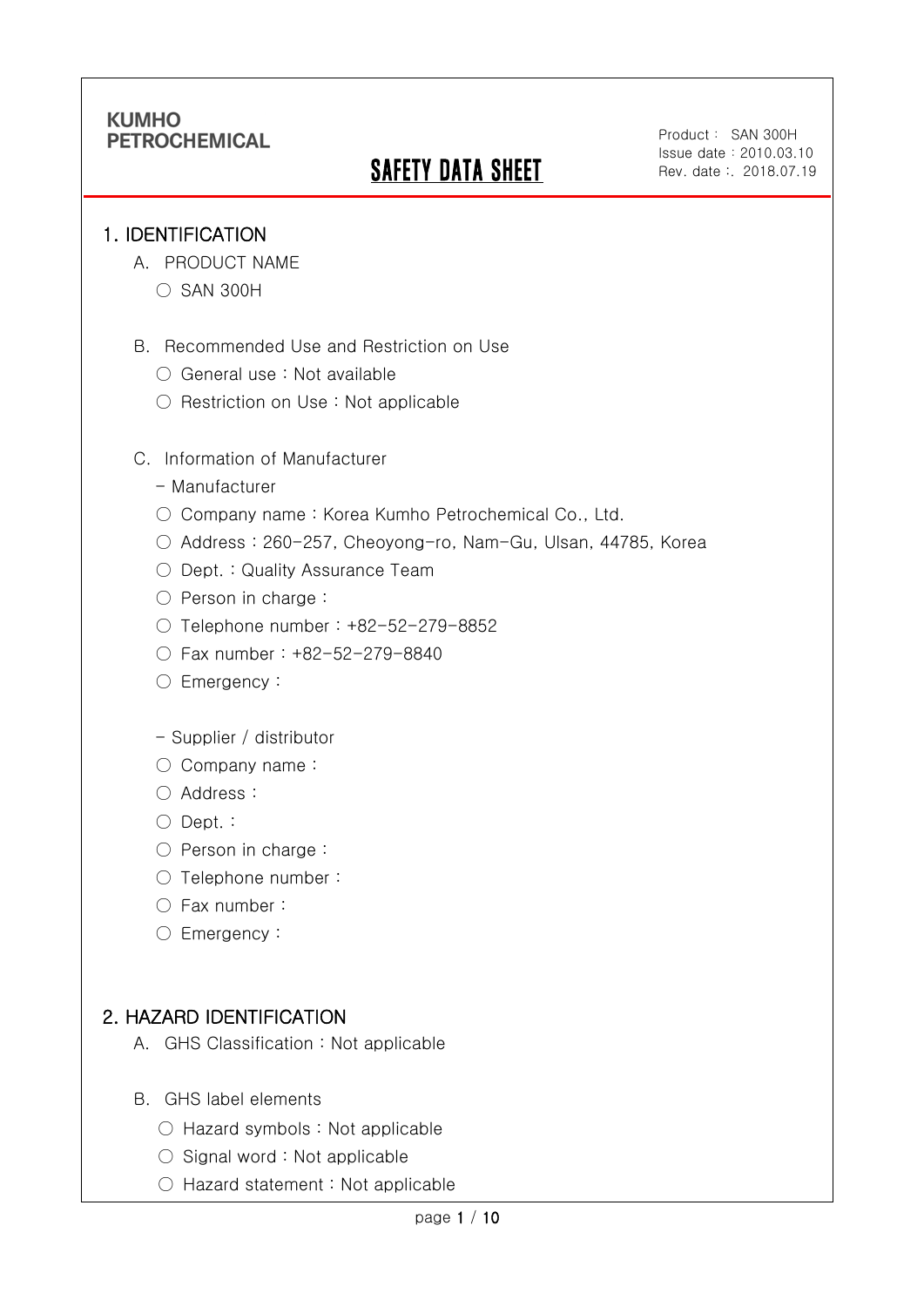KUMHO PETROCHEMICAL

Product : SAN 300H
Issue date : 2010.03.10
Rev. date :. 2018.07.19

# SAFETY DATA SHEET

## 1. IDENTIFICATION

A. PRODUCT NAME

○ SAN 300H

B. Recommended Use and Restriction on Use

○ General use : Not available

○ Restriction on Use : Not applicable

C. Information of Manufacturer

- Manufacturer

○ Company name : Korea Kumho Petrochemical Co., Ltd.

○ Address : 260-257, Cheoyong-ro, Nam-Gu, Ulsan, 44785, Korea

○ Dept. : Quality Assurance Team

○ Person in charge :

○ Telephone number : +82-52-279-8852

○ Fax number : +82-52-279-8840

○ Emergency :

- Supplier / distributor

○ Company name :

○ Address :

○ Dept. :

○ Person in charge :

○ Telephone number :

○ Fax number :

○ Emergency :

## 2. HAZARD IDENTIFICATION

A. GHS Classification : Not applicable

B. GHS label elements

○ Hazard symbols : Not applicable

○ Signal word : Not applicable

○ Hazard statement : Not applicable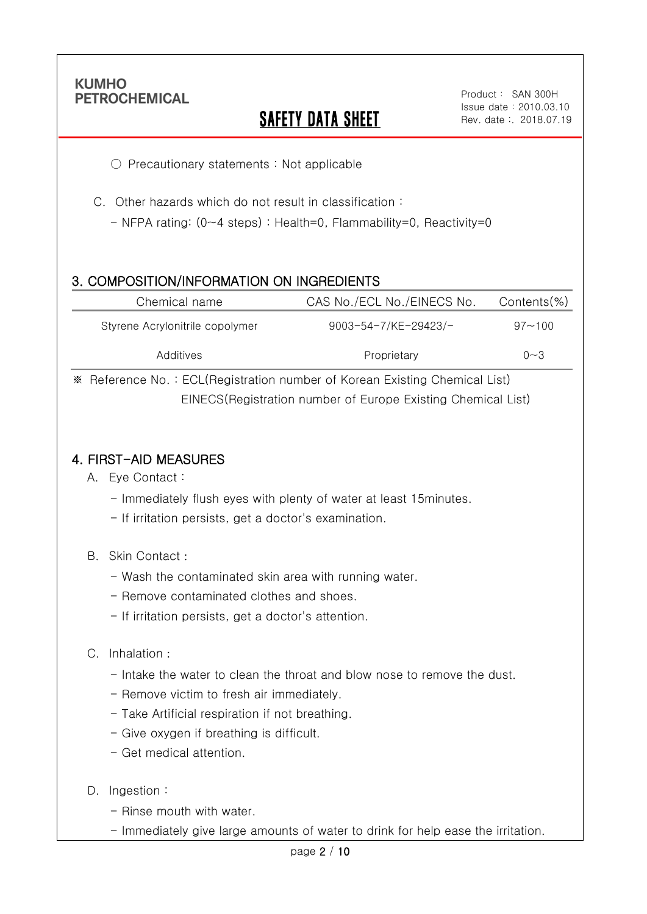○ Precautionary statements : Not applicable

C. Other hazards which do not result in classification :

- NFPA rating: (0~4 steps) : Health=0, Flammability=0, Reactivity=0

## 3. COMPOSITION/INFORMATION ON INGREDIENTS

| Chemical name | CAS No./ECL No./EINECS No. | Contents(%) |
|---|---|---|
| Styrene Acrylonitrile copolymer | 9003-54-7/KE-29423/- | 97~100 |
| Additives | Proprietary | 0~3 |

※ Reference No. : ECL(Registration number of Korean Existing Chemical List)
EINECS(Registration number of Europe Existing Chemical List)

## 4. FIRST-AID MEASURES

A. Eye Contact :

- Immediately flush eyes with plenty of water at least 15minutes.
- If irritation persists, get a doctor's examination.

B. Skin Contact :

- Wash the contaminated skin area with running water.
- Remove contaminated clothes and shoes.
- If irritation persists, get a doctor's attention.

C. Inhalation :

- Intake the water to clean the throat and blow nose to remove the dust.
- Remove victim to fresh air immediately.
- Take Artificial respiration if not breathing.
- Give oxygen if breathing is difficult.
- Get medical attention.

D. Ingestion :

- Rinse mouth with water.
- Immediately give large amounts of water to drink for help ease the irritation.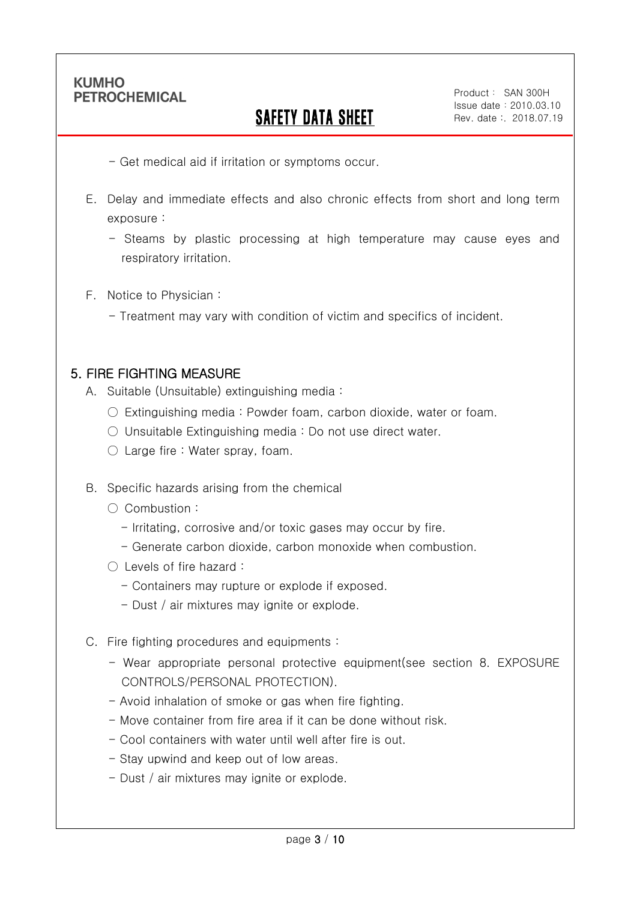- Get medical aid if irritation or symptoms occur.

E. Delay and immediate effects and also chronic effects from short and long term exposure :

- Steams by plastic processing at high temperature may cause eyes and respiratory irritation.

F. Notice to Physician :

- Treatment may vary with condition of victim and specifics of incident.

## 5. FIRE FIGHTING MEASURE

A. Suitable (Unsuitable) extinguishing media :

○ Extinguishing media : Powder foam, carbon dioxide, water or foam.

○ Unsuitable Extinguishing media : Do not use direct water.

○ Large fire : Water spray, foam.

B. Specific hazards arising from the chemical

○ Combustion :

- Irritating, corrosive and/or toxic gases may occur by fire.
- Generate carbon dioxide, carbon monoxide when combustion.

○ Levels of fire hazard :

- Containers may rupture or explode if exposed.
- Dust / air mixtures may ignite or explode.

C. Fire fighting procedures and equipments :

- Wear appropriate personal protective equipment(see section 8. EXPOSURE CONTROLS/PERSONAL PROTECTION).
- Avoid inhalation of smoke or gas when fire fighting.
- Move container from fire area if it can be done without risk.
- Cool containers with water until well after fire is out.
- Stay upwind and keep out of low areas.
- Dust / air mixtures may ignite or explode.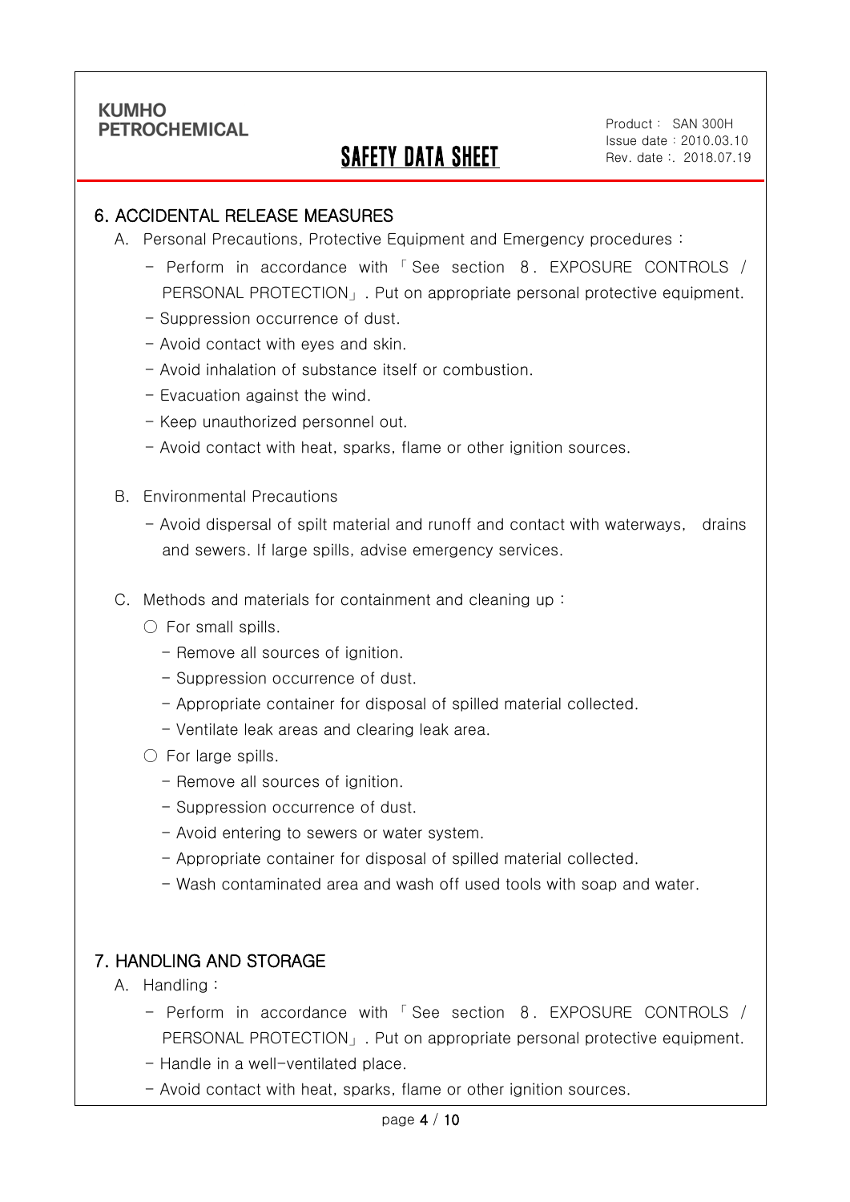## 6. ACCIDENTAL RELEASE MEASURES

A. Personal Precautions, Protective Equipment and Emergency procedures :

- Perform in accordance with 「See section 8. EXPOSURE CONTROLS / PERSONAL PROTECTION」. Put on appropriate personal protective equipment.
- Suppression occurrence of dust.
- Avoid contact with eyes and skin.
- Avoid inhalation of substance itself or combustion.
- Evacuation against the wind.
- Keep unauthorized personnel out.
- Avoid contact with heat, sparks, flame or other ignition sources.

B. Environmental Precautions

- Avoid dispersal of spilt material and runoff and contact with waterways, drains and sewers. If large spills, advise emergency services.

C. Methods and materials for containment and cleaning up :

○ For small spills.

- Remove all sources of ignition.
- Suppression occurrence of dust.
- Appropriate container for disposal of spilled material collected.
- Ventilate leak areas and clearing leak area.

○ For large spills.

- Remove all sources of ignition.
- Suppression occurrence of dust.
- Avoid entering to sewers or water system.
- Appropriate container for disposal of spilled material collected.
- Wash contaminated area and wash off used tools with soap and water.

## 7. HANDLING AND STORAGE

A. Handling :

- Perform in accordance with 「See section 8. EXPOSURE CONTROLS / PERSONAL PROTECTION」. Put on appropriate personal protective equipment.
- Handle in a well-ventilated place.
- Avoid contact with heat, sparks, flame or other ignition sources.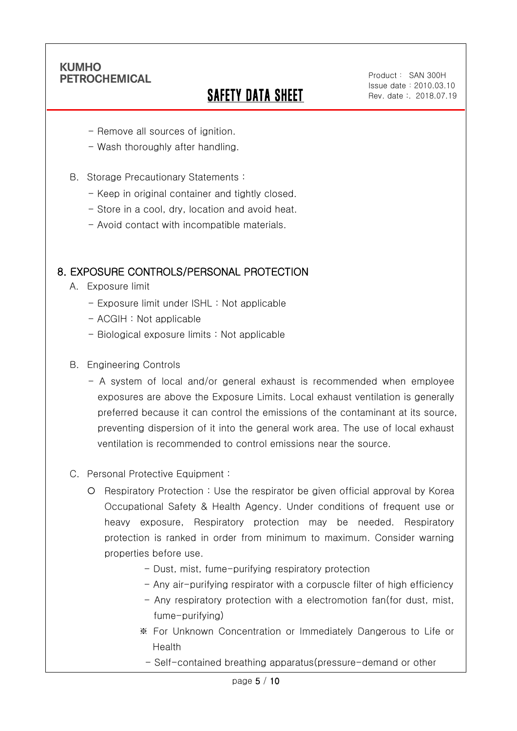- Remove all sources of ignition.
- Wash thoroughly after handling.

B. Storage Precautionary Statements :
- Keep in original container and tightly closed.
- Store in a cool, dry, location and avoid heat.
- Avoid contact with incompatible materials.

## 8. EXPOSURE CONTROLS/PERSONAL PROTECTION

A. Exposure limit
- Exposure limit under ISHL : Not applicable
- ACGIH : Not applicable
- Biological exposure limits : Not applicable

B. Engineering Controls
- A system of local and/or general exhaust is recommended when employee exposures are above the Exposure Limits. Local exhaust ventilation is generally preferred because it can control the emissions of the contaminant at its source, preventing dispersion of it into the general work area. The use of local exhaust ventilation is recommended to control emissions near the source.

C. Personal Protective Equipment :

○ Respiratory Protection : Use the respirator be given official approval by Korea Occupational Safety & Health Agency. Under conditions of frequent use or heavy exposure, Respiratory protection may be needed. Respiratory protection is ranked in order from minimum to maximum. Consider warning properties before use.
- Dust, mist, fume-purifying respiratory protection
- Any air-purifying respirator with a corpuscle filter of high efficiency
- Any respiratory protection with a electromotion fan(for dust, mist, fume-purifying)

※ For Unknown Concentration or Immediately Dangerous to Life or Health
- Self-contained breathing apparatus(pressure-demand or other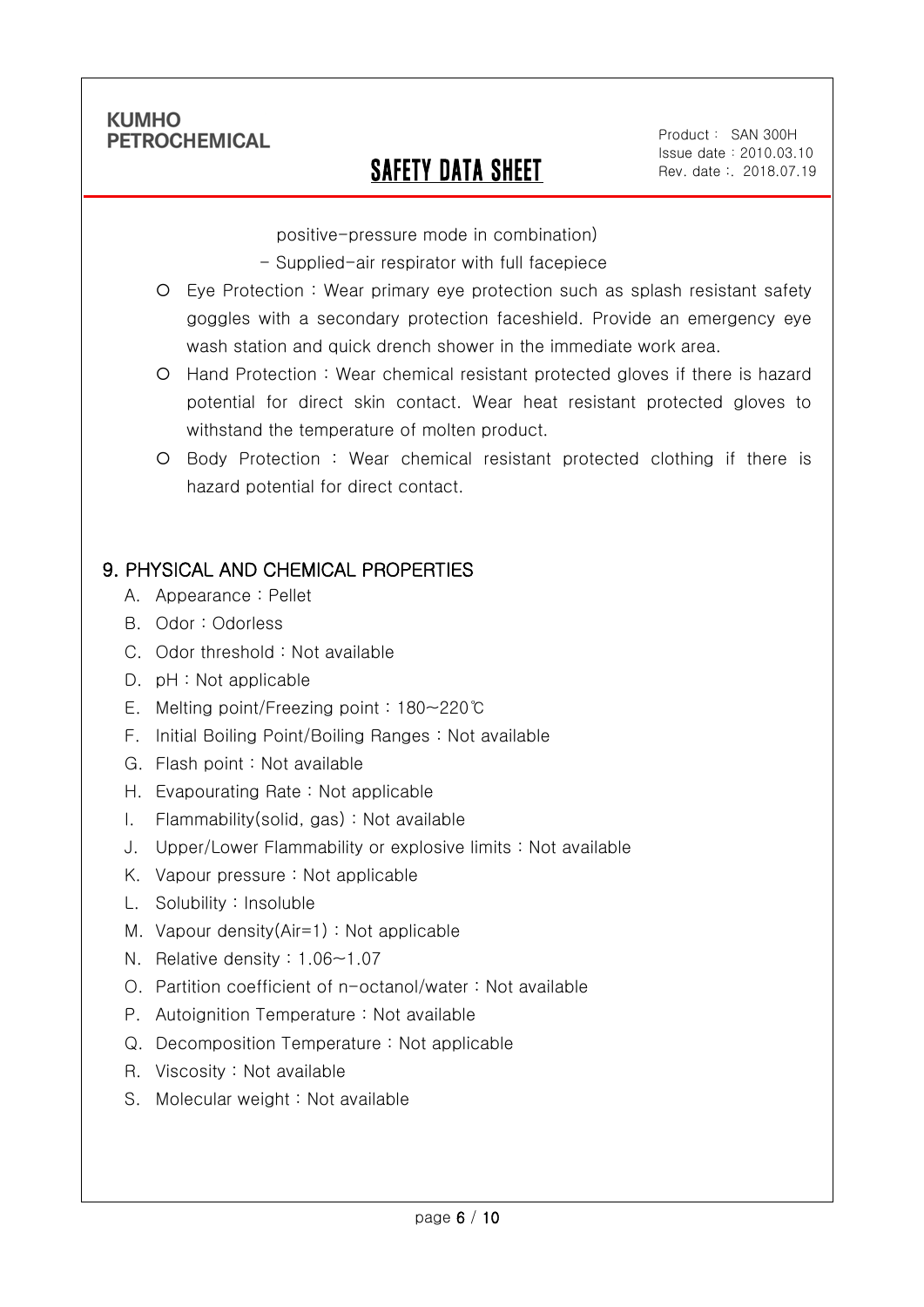positive-pressure mode in combination)

- Supplied-air respirator with full facepiece

- Eye Protection : Wear primary eye protection such as splash resistant safety goggles with a secondary protection faceshield. Provide an emergency eye wash station and quick drench shower in the immediate work area.
- Hand Protection : Wear chemical resistant protected gloves if there is hazard potential for direct skin contact. Wear heat resistant protected gloves to withstand the temperature of molten product.
- Body Protection : Wear chemical resistant protected clothing if there is hazard potential for direct contact.

## 9. PHYSICAL AND CHEMICAL PROPERTIES

A. Appearance : Pellet

B. Odor : Odorless

C. Odor threshold : Not available

D. pH : Not applicable

E. Melting point/Freezing point : 180~220℃

F. Initial Boiling Point/Boiling Ranges : Not available

G. Flash point : Not available

H. Evapourating Rate : Not applicable

I. Flammability(solid, gas) : Not available

J. Upper/Lower Flammability or explosive limits : Not available

K. Vapour pressure : Not applicable

L. Solubility : Insoluble

M. Vapour density(Air=1) : Not applicable

N. Relative density : 1.06~1.07

O. Partition coefficient of n-octanol/water : Not available

P. Autoignition Temperature : Not available

Q. Decomposition Temperature : Not applicable

R. Viscosity : Not available

S. Molecular weight : Not available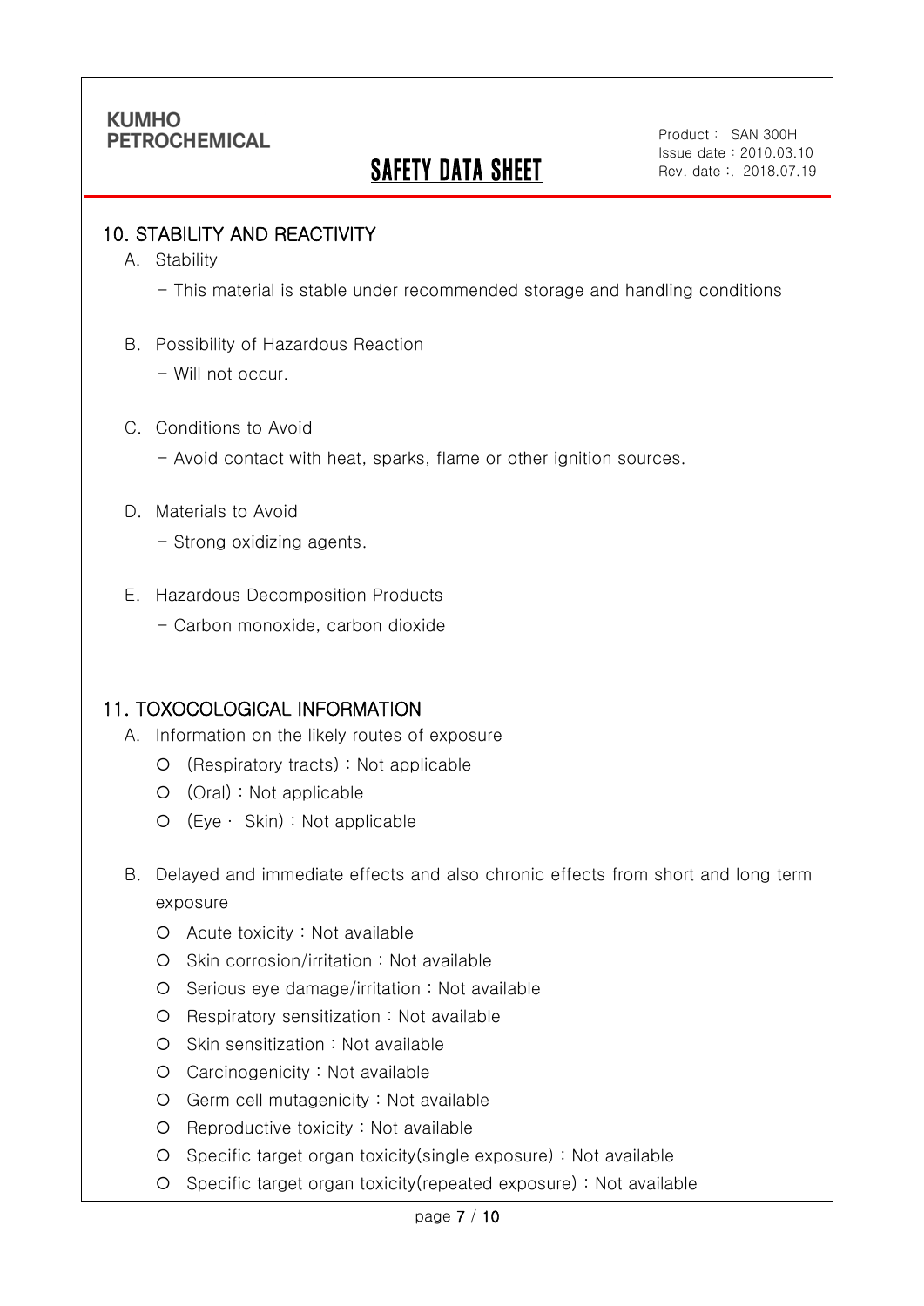## 10. STABILITY AND REACTIVITY

A. Stability

- This material is stable under recommended storage and handling conditions

B. Possibility of Hazardous Reaction

- Will not occur.

C. Conditions to Avoid

- Avoid contact with heat, sparks, flame or other ignition sources.

D. Materials to Avoid

- Strong oxidizing agents.

E. Hazardous Decomposition Products

- Carbon monoxide, carbon dioxide

## 11. TOXOCOLOGICAL INFORMATION

A. Information on the likely routes of exposure

- (Respiratory tracts) : Not applicable
- (Oral) : Not applicable
- (Eye · Skin) : Not applicable

B. Delayed and immediate effects and also chronic effects from short and long term exposure

- Acute toxicity : Not available
- Skin corrosion/irritation : Not available
- Serious eye damage/irritation : Not available
- Respiratory sensitization : Not available
- Skin sensitization : Not available
- Carcinogenicity : Not available
- Germ cell mutagenicity : Not available
- Reproductive toxicity : Not available
- Specific target organ toxicity(single exposure) : Not available
- Specific target organ toxicity(repeated exposure) : Not available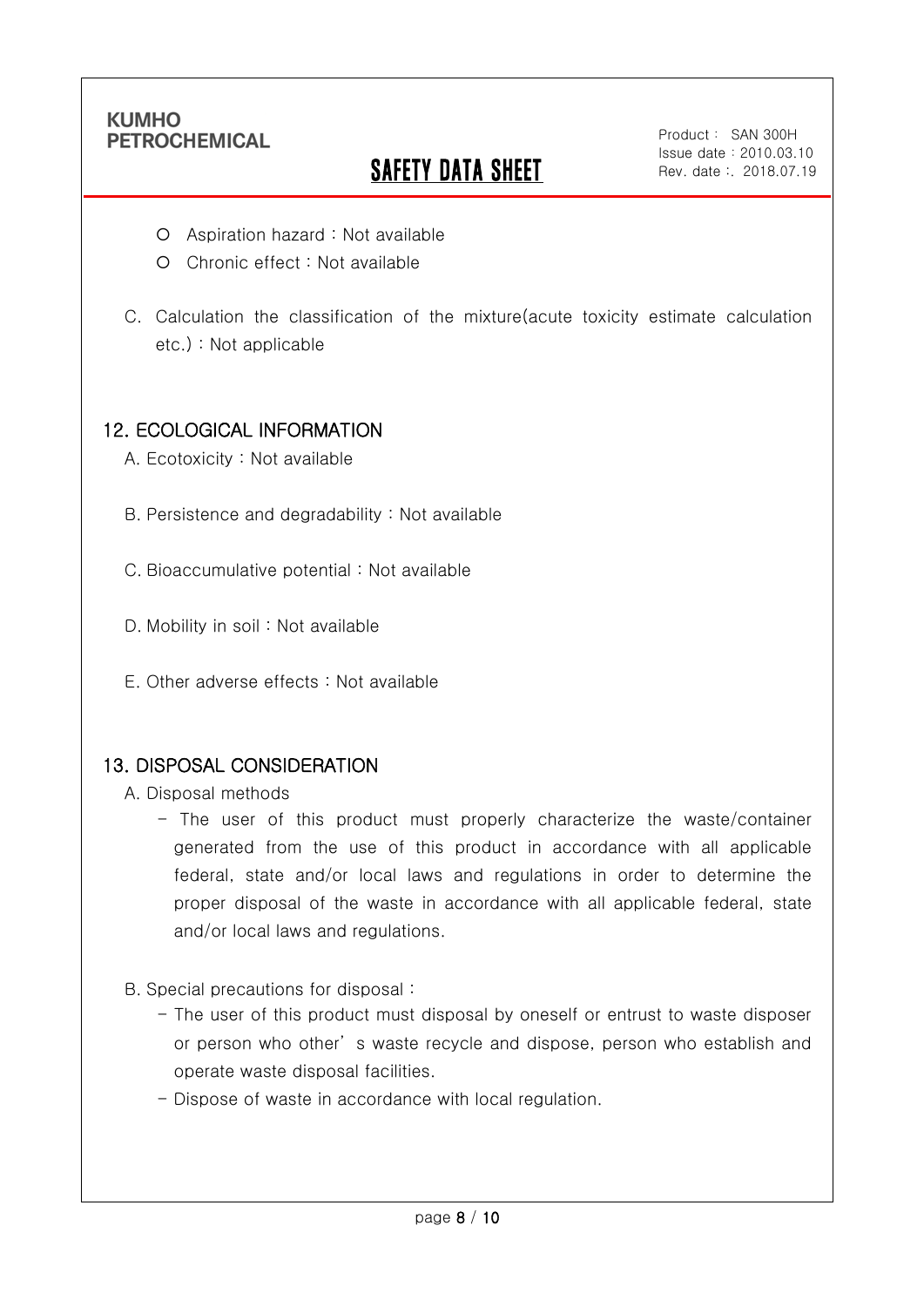- Aspiration hazard : Not available
- Chronic effect : Not available

C. Calculation the classification of the mixture(acute toxicity estimate calculation etc.) : Not applicable

## 12. ECOLOGICAL INFORMATION

A. Ecotoxicity : Not available

B. Persistence and degradability : Not available

C. Bioaccumulative potential : Not available

D. Mobility in soil : Not available

E. Other adverse effects : Not available

## 13. DISPOSAL CONSIDERATION

A. Disposal methods

- The user of this product must properly characterize the waste/container generated from the use of this product in accordance with all applicable federal, state and/or local laws and regulations in order to determine the proper disposal of the waste in accordance with all applicable federal, state and/or local laws and regulations.

B. Special precautions for disposal :

- The user of this product must disposal by oneself or entrust to waste disposer or person who other' s waste recycle and dispose, person who establish and operate waste disposal facilities.
- Dispose of waste in accordance with local regulation.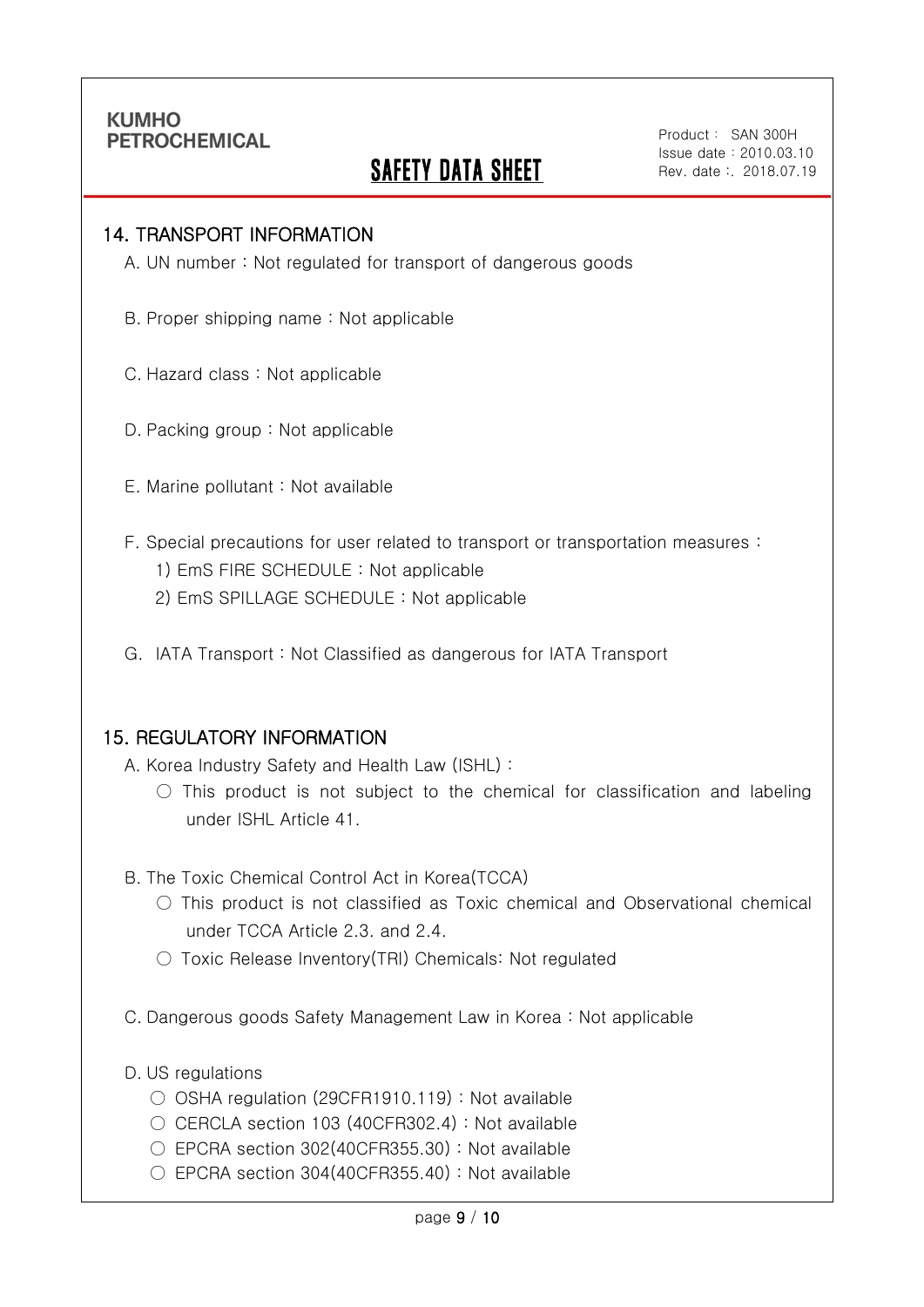## 14. TRANSPORT INFORMATION

A. UN number : Not regulated for transport of dangerous goods

B. Proper shipping name : Not applicable

C. Hazard class : Not applicable

D. Packing group : Not applicable

E. Marine pollutant : Not available

F. Special precautions for user related to transport or transportation measures :

1) EmS FIRE SCHEDULE : Not applicable
2) EmS SPILLAGE SCHEDULE : Not applicable

G. IATA Transport : Not Classified as dangerous for IATA Transport

## 15. REGULATORY INFORMATION

A. Korea Industry Safety and Health Law (ISHL) :

○ This product is not subject to the chemical for classification and labeling under ISHL Article 41.

B. The Toxic Chemical Control Act in Korea(TCCA)

○ This product is not classified as Toxic chemical and Observational chemical under TCCA Article 2.3. and 2.4.

○ Toxic Release Inventory(TRI) Chemicals: Not regulated

C. Dangerous goods Safety Management Law in Korea : Not applicable

D. US regulations

○ OSHA regulation (29CFR1910.119) : Not available

○ CERCLA section 103 (40CFR302.4) : Not available

○ EPCRA section 302(40CFR355.30) : Not available

○ EPCRA section 304(40CFR355.40) : Not available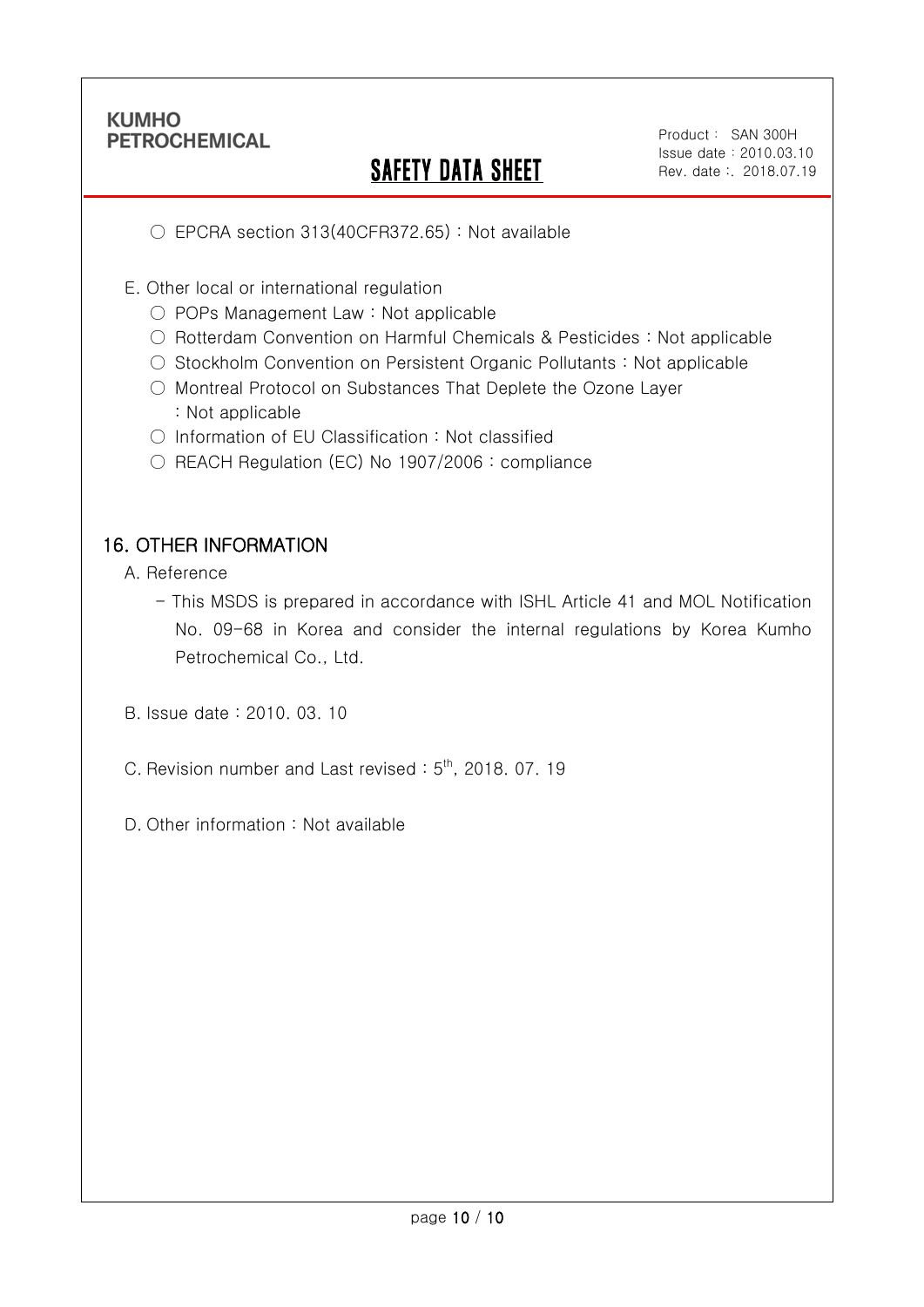○ EPCRA section 313(40CFR372.65) : Not available

E. Other local or international regulation

- ○ POPs Management Law : Not applicable
- ○ Rotterdam Convention on Harmful Chemicals & Pesticides : Not applicable
- ○ Stockholm Convention on Persistent Organic Pollutants : Not applicable
- ○ Montreal Protocol on Substances That Deplete the Ozone Layer : Not applicable
- ○ Information of EU Classification : Not classified
- ○ REACH Regulation (EC) No 1907/2006 : compliance

## 16. OTHER INFORMATION

A. Reference

- This MSDS is prepared in accordance with ISHL Article 41 and MOL Notification No. 09-68 in Korea and consider the internal regulations by Korea Kumho Petrochemical Co., Ltd.

B. Issue date : 2010. 03. 10

C. Revision number and Last revised : 5$^{th}$, 2018. 07. 19

D. Other information : Not available